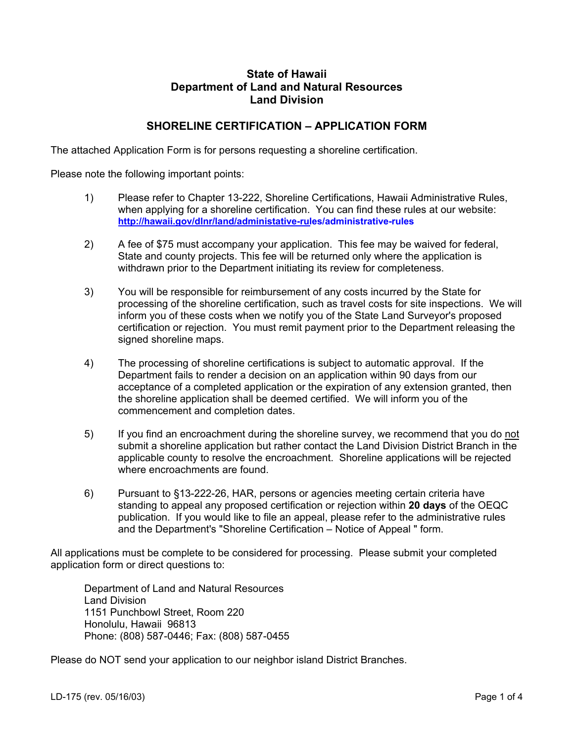# State of Hawaii
# Department of Land and Natural Resources
# Land Division

## SHORELINE CERTIFICATION – APPLICATION FORM

The attached Application Form is for persons requesting a shoreline certification.

Please note the following important points:

1) Please refer to Chapter 13-222, Shoreline Certifications, Hawaii Administrative Rules, when applying for a shoreline certification. You can find these rules at our website: **http://hawaii.gov/dlnr/land/administative-rules/administrative-rules**

2) A fee of $75 must accompany your application. This fee may be waived for federal, State and county projects. This fee will be returned only where the application is withdrawn prior to the Department initiating its review for completeness.

3) You will be responsible for reimbursement of any costs incurred by the State for processing of the shoreline certification, such as travel costs for site inspections. We will inform you of these costs when we notify you of the State Land Surveyor's proposed certification or rejection. You must remit payment prior to the Department releasing the signed shoreline maps.

4) The processing of shoreline certifications is subject to automatic approval. If the Department fails to render a decision on an application within 90 days from our acceptance of a completed application or the expiration of any extension granted, then the shoreline application shall be deemed certified. We will inform you of the commencement and completion dates.

5) If you find an encroachment during the shoreline survey, we recommend that you do not submit a shoreline application but rather contact the Land Division District Branch in the applicable county to resolve the encroachment. Shoreline applications will be rejected where encroachments are found.

6) Pursuant to §13-222-26, HAR, persons or agencies meeting certain criteria have standing to appeal any proposed certification or rejection within **20 days** of the OEQC publication. If you would like to file an appeal, please refer to the administrative rules and the Department's "Shoreline Certification – Notice of Appeal " form.

All applications must be complete to be considered for processing. Please submit your completed application form or direct questions to:

Department of Land and Natural Resources
Land Division
1151 Punchbowl Street, Room 220
Honolulu, Hawaii 96813
Phone: (808) 587-0446; Fax: (808) 587-0455

Please do NOT send your application to our neighbor island District Branches.

LD-175 (rev. 05/16/03)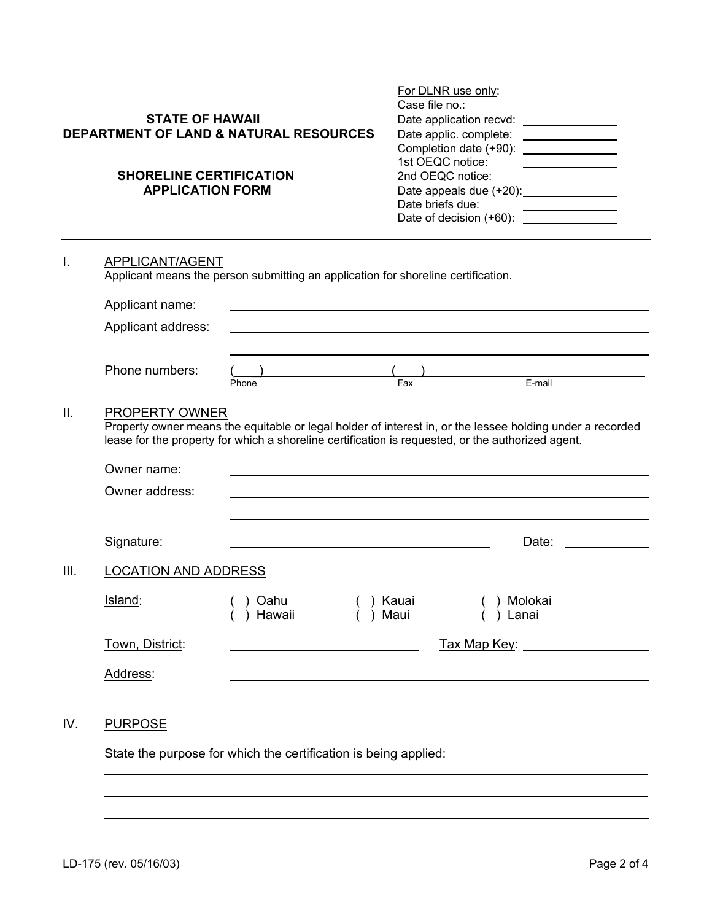**STATE OF HAWAII**
**DEPARTMENT OF LAND & NATURAL RESOURCES**

**SHORELINE CERTIFICATION**
**APPLICATION FORM**

For DLNR use only:
Case file no.: ____________
Date application recvd: ____________
Date applic. complete: ____________
Completion date (+90): ____________
1st OEQC notice: ____________
2nd OEQC notice: ____________
Date appeals due (+20): ____________
Date briefs due: ____________
Date of decision (+60): ____________

---

## I. APPLICANT/AGENT

Applicant means the person submitting an application for shoreline certification.

Applicant name: ______________________________________________

Applicant address: ______________________________________________

______________________________________________

Phone numbers: (___) ________________ (___) ________________ ________________
Phone / Fax / E-mail

## II. PROPERTY OWNER

Property owner means the equitable or legal holder of interest in, or the lessee holding under a recorded lease for the property for which a shoreline certification is requested, or the authorized agent.

Owner name: ______________________________________________

Owner address: ______________________________________________

______________________________________________

Signature: ______________________________ Date: ____________

## III. LOCATION AND ADDRESS

Island:

- ( ) Oahu
- ( ) Kauai
- ( ) Molokai
- ( ) Hawaii
- ( ) Maui
- ( ) Lanai

Town, District: ______________________ Tax Map Key: ____________________

Address: ______________________________________________

______________________________________________

## IV. PURPOSE

State the purpose for which the certification is being applied:

______________________________________________

______________________________________________

______________________________________________

LD-175 (rev. 05/16/03)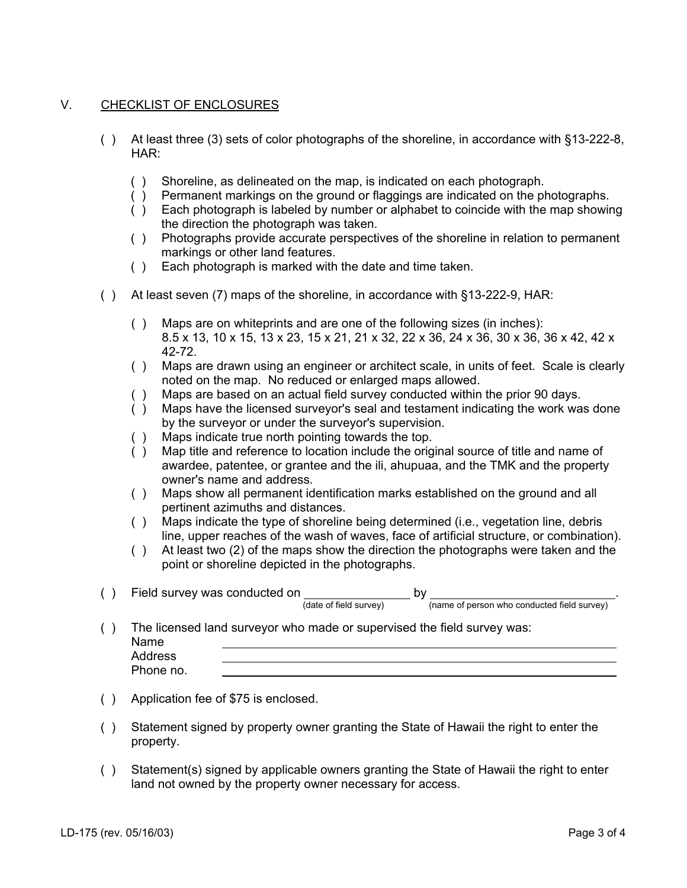## V. CHECKLIST OF ENCLOSURES

- ( ) At least three (3) sets of color photographs of the shoreline, in accordance with §13-222-8, HAR:
  - ( ) Shoreline, as delineated on the map, is indicated on each photograph.
  - ( ) Permanent markings on the ground or flaggings are indicated on the photographs.
  - ( ) Each photograph is labeled by number or alphabet to coincide with the map showing the direction the photograph was taken.
  - ( ) Photographs provide accurate perspectives of the shoreline in relation to permanent markings or other land features.
  - ( ) Each photograph is marked with the date and time taken.

- ( ) At least seven (7) maps of the shoreline, in accordance with §13-222-9, HAR:
  - ( ) Maps are on whiteprints and are one of the following sizes (in inches): 8.5 x 13, 10 x 15, 13 x 23, 15 x 21, 21 x 32, 22 x 36, 24 x 36, 30 x 36, 36 x 42, 42 x 42-72.
  - ( ) Maps are drawn using an engineer or architect scale, in units of feet. Scale is clearly noted on the map. No reduced or enlarged maps allowed.
  - ( ) Maps are based on an actual field survey conducted within the prior 90 days.
  - ( ) Maps have the licensed surveyor's seal and testament indicating the work was done by the surveyor or under the surveyor's supervision.
  - ( ) Maps indicate true north pointing towards the top.
  - ( ) Map title and reference to location include the original source of title and name of awardee, patentee, or grantee and the ili, ahupuaa, and the TMK and the property owner's name and address.
  - ( ) Maps show all permanent identification marks established on the ground and all pertinent azimuths and distances.
  - ( ) Maps indicate the type of shoreline being determined (i.e., vegetation line, debris line, upper reaches of the wash of waves, face of artificial structure, or combination).
  - ( ) At least two (2) of the maps show the direction the photographs were taken and the point or shoreline depicted in the photographs.

- ( ) Field survey was conducted on ________________ by ______________________________.
  (date of field survey) (name of person who conducted field survey)

- ( ) The licensed land surveyor who made or supervised the field survey was:

  Name ______________________________

  Address ______________________________

  Phone no. ______________________________

- ( ) Application fee of $75 is enclosed.

- ( ) Statement signed by property owner granting the State of Hawaii the right to enter the property.

- ( ) Statement(s) signed by applicable owners granting the State of Hawaii the right to enter land not owned by the property owner necessary for access.

LD-175 (rev. 05/16/03)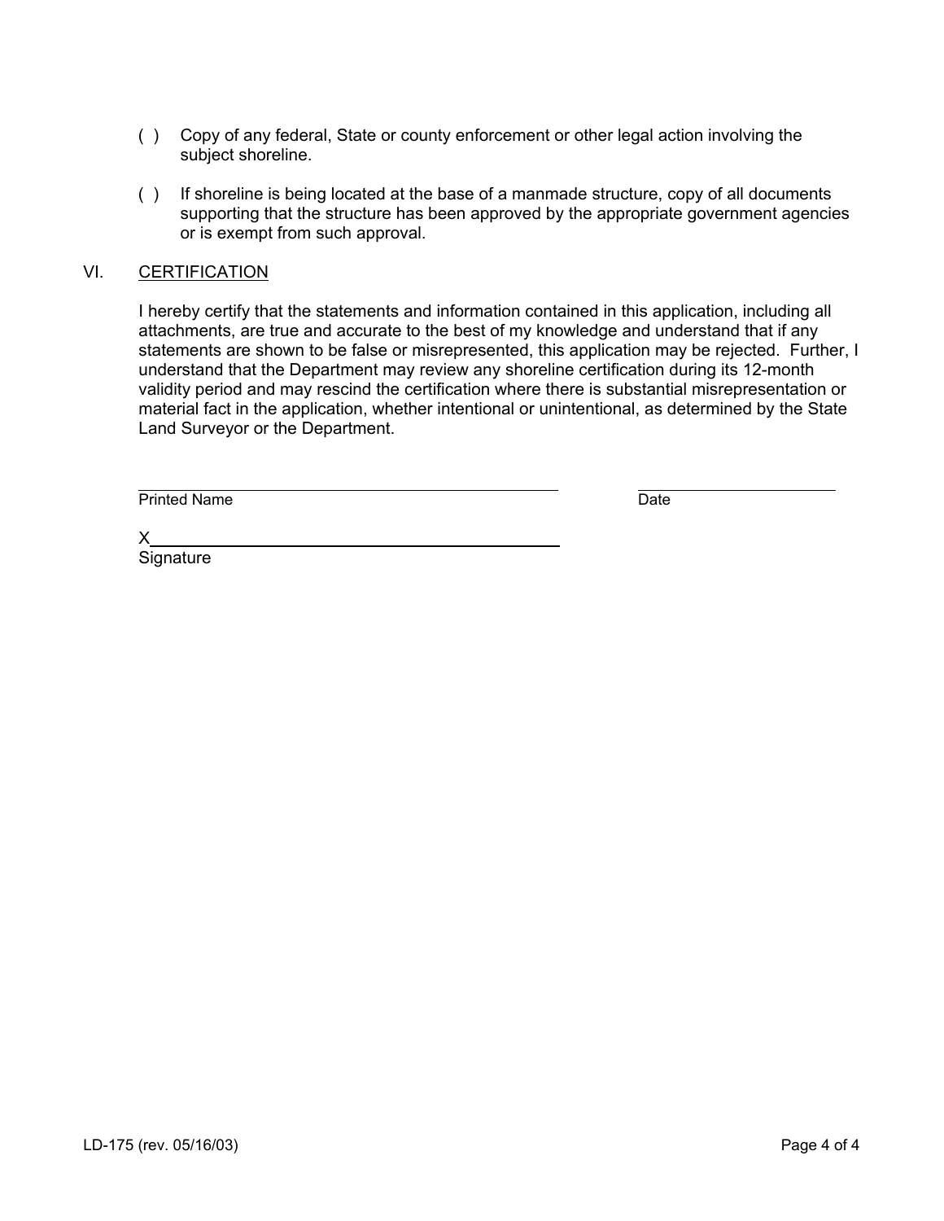( ) Copy of any federal, State or county enforcement or other legal action involving the subject shoreline.

( ) If shoreline is being located at the base of a manmade structure, copy of all documents supporting that the structure has been approved by the appropriate government agencies or is exempt from such approval.

## VI. CERTIFICATION

I hereby certify that the statements and information contained in this application, including all attachments, are true and accurate to the best of my knowledge and understand that if any statements are shown to be false or misrepresented, this application may be rejected. Further, I understand that the Department may review any shoreline certification during its 12-month validity period and may rescind the certification where there is substantial misrepresentation or material fact in the application, whether intentional or unintentional, as determined by the State Land Surveyor or the Department.

______________________________________________ ______________________
Printed Name Date

X_____________________________________________
Signature

LD-175 (rev. 05/16/03)